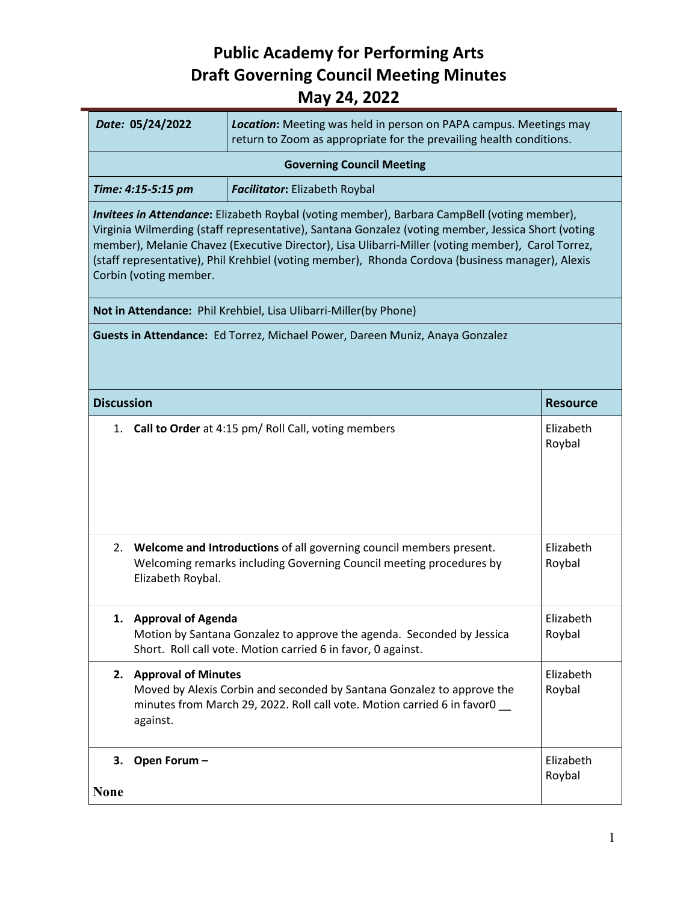# Public Academy for Performing Arts
# Draft Governing Council Meeting Minutes
# May 24, 2022

| **Date: 05/24/2022** | ***Location*: Meeting was held in person on PAPA campus. Meetings may return to Zoom as appropriate for the prevailing health conditions.** |
|---|---|
| **Governing Council Meeting** | |
| ***Time: 4:15-5:15 pm*** | ***Facilitator*: Elizabeth Roybal** |
| ***Invitees in Attendance*:** Elizabeth Roybal (voting member), Barbara CampBell (voting member), Virginia Wilmerding (staff representative), Santana Gonzalez (voting member, Jessica Short (voting member), Melanie Chavez (Executive Director), Lisa Ulibarri-Miller (voting member), Carol Torrez, (staff representative), Phil Krehbiel (voting member), Rhonda Cordova (business manager), Alexis Corbin (voting member. | |
| **Not in Attendance:** Phil Krehbiel, Lisa Ulibarri-Miller(by Phone) | |
| **Guests in Attendance:** Ed Torrez, Michael Power, Dareen Muniz, Anaya Gonzalez | |

| **Discussion** | **Resource** |
|---|---|
| 1. **Call to Order** at 4:15 pm/ Roll Call, voting members | Elizabeth Roybal |
| 2. **Welcome and Introductions** of all governing council members present. Welcoming remarks including Governing Council meeting procedures by Elizabeth Roybal. | Elizabeth Roybal |
| **1. Approval of Agenda** Motion by Santana Gonzalez to approve the agenda. Seconded by Jessica Short. Roll call vote. Motion carried 6 in favor, 0 against. | Elizabeth Roybal |
| **2. Approval of Minutes** Moved by Alexis Corbin and seconded by Santana Gonzalez to approve the minutes from March 29, 2022. Roll call vote. Motion carried 6 in favor0 __ against. | Elizabeth Roybal |
| **3. Open Forum –** **None** | Elizabeth Roybal |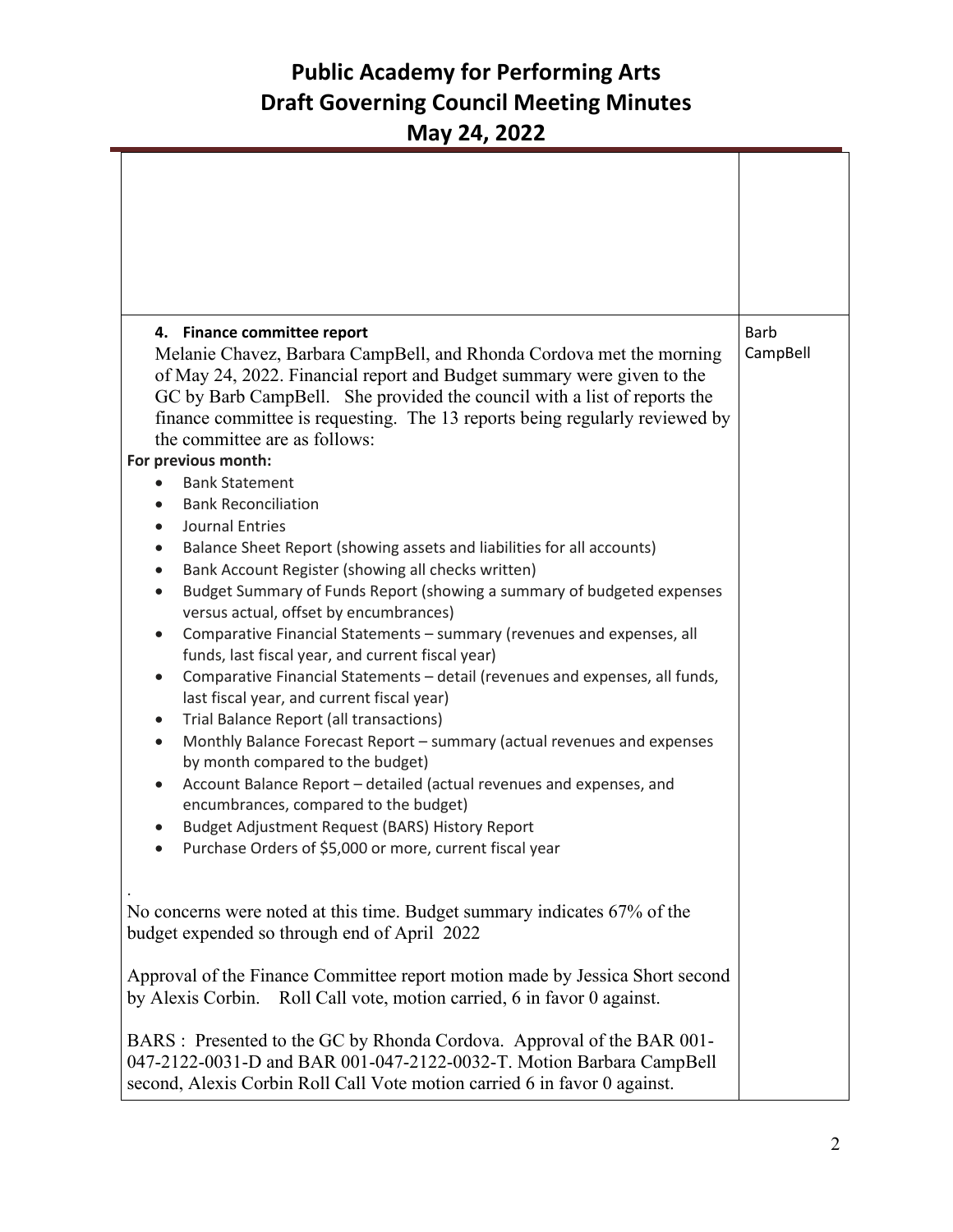| | |
|---|---|
| | |
| **4. Finance committee report**<br>Melanie Chavez, Barbara CampBell, and Rhonda Cordova met the morning of May 24, 2022. Financial report and Budget summary were given to the GC by Barb CampBell. She provided the council with a list of reports the finance committee is requesting. The 13 reports being regularly reviewed by the committee are as follows:<br>**For previous month:**<br>• Bank Statement<br>• Bank Reconciliation<br>• Journal Entries<br>• Balance Sheet Report (showing assets and liabilities for all accounts)<br>• Bank Account Register (showing all checks written)<br>• Budget Summary of Funds Report (showing a summary of budgeted expenses versus actual, offset by encumbrances)<br>• Comparative Financial Statements – summary (revenues and expenses, all funds, last fiscal year, and current fiscal year)<br>• Comparative Financial Statements – detail (revenues and expenses, all funds, last fiscal year, and current fiscal year)<br>• Trial Balance Report (all transactions)<br>• Monthly Balance Forecast Report – summary (actual revenues and expenses by month compared to the budget)<br>• Account Balance Report – detailed (actual revenues and expenses, and encumbrances, compared to the budget)<br>• Budget Adjustment Request (BARS) History Report<br>• Purchase Orders of $5,000 or more, current fiscal year<br><br>.<br>No concerns were noted at this time. Budget summary indicates 67% of the budget expended so through end of April 2022<br><br>Approval of the Finance Committee report motion made by Jessica Short second by Alexis Corbin. Roll Call vote, motion carried, 6 in favor 0 against.<br><br>BARS : Presented to the GC by Rhonda Cordova. Approval of the BAR 001-047-2122-0031-D and BAR 001-047-2122-0032-T. Motion Barbara CampBell second, Alexis Corbin Roll Call Vote motion carried 6 in favor 0 against. | Barb CampBell |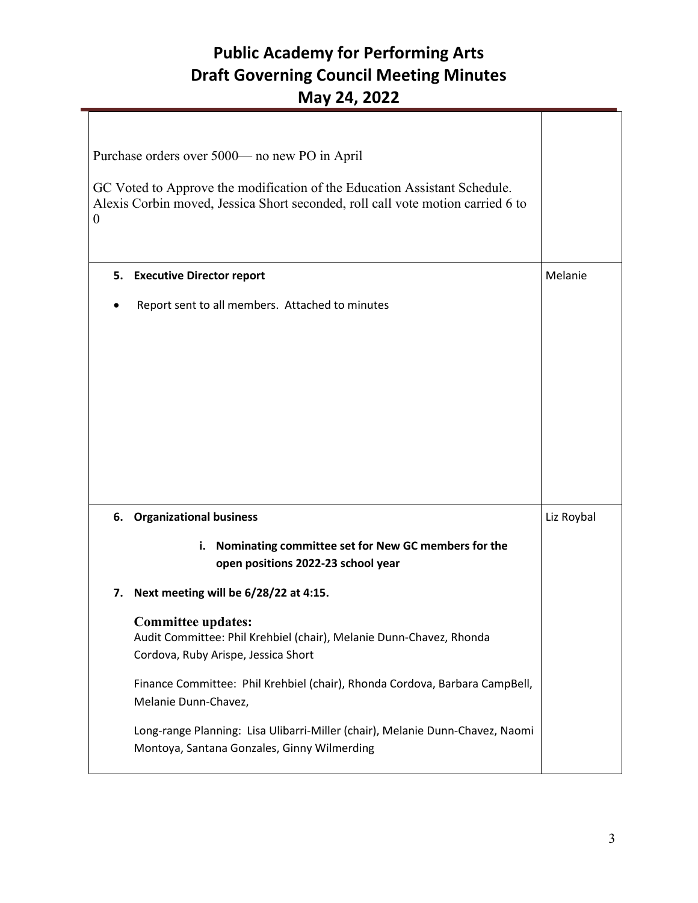# Public Academy for Performing Arts
# Draft Governing Council Meeting Minutes
# May 24, 2022

| | |
|---|---|
| Purchase orders over 5000— no new PO in April<br><br>GC Voted to Approve the modification of the Education Assistant Schedule. Alexis Corbin moved, Jessica Short seconded, roll call vote motion carried 6 to 0 | |
| **5. Executive Director report**<br><br>• Report sent to all members. Attached to minutes | Melanie |
| **6. Organizational business**<br><br>**i. Nominating committee set for New GC members for the open positions 2022-23 school year**<br><br>**7. Next meeting will be 6/28/22 at 4:15.**<br><br>**Committee updates:**<br>Audit Committee: Phil Krehbiel (chair), Melanie Dunn-Chavez, Rhonda Cordova, Ruby Arispe, Jessica Short<br><br>Finance Committee: Phil Krehbiel (chair), Rhonda Cordova, Barbara CampBell, Melanie Dunn-Chavez,<br><br>Long-range Planning: Lisa Ulibarri-Miller (chair), Melanie Dunn-Chavez, Naomi Montoya, Santana Gonzales, Ginny Wilmerding | Liz Roybal |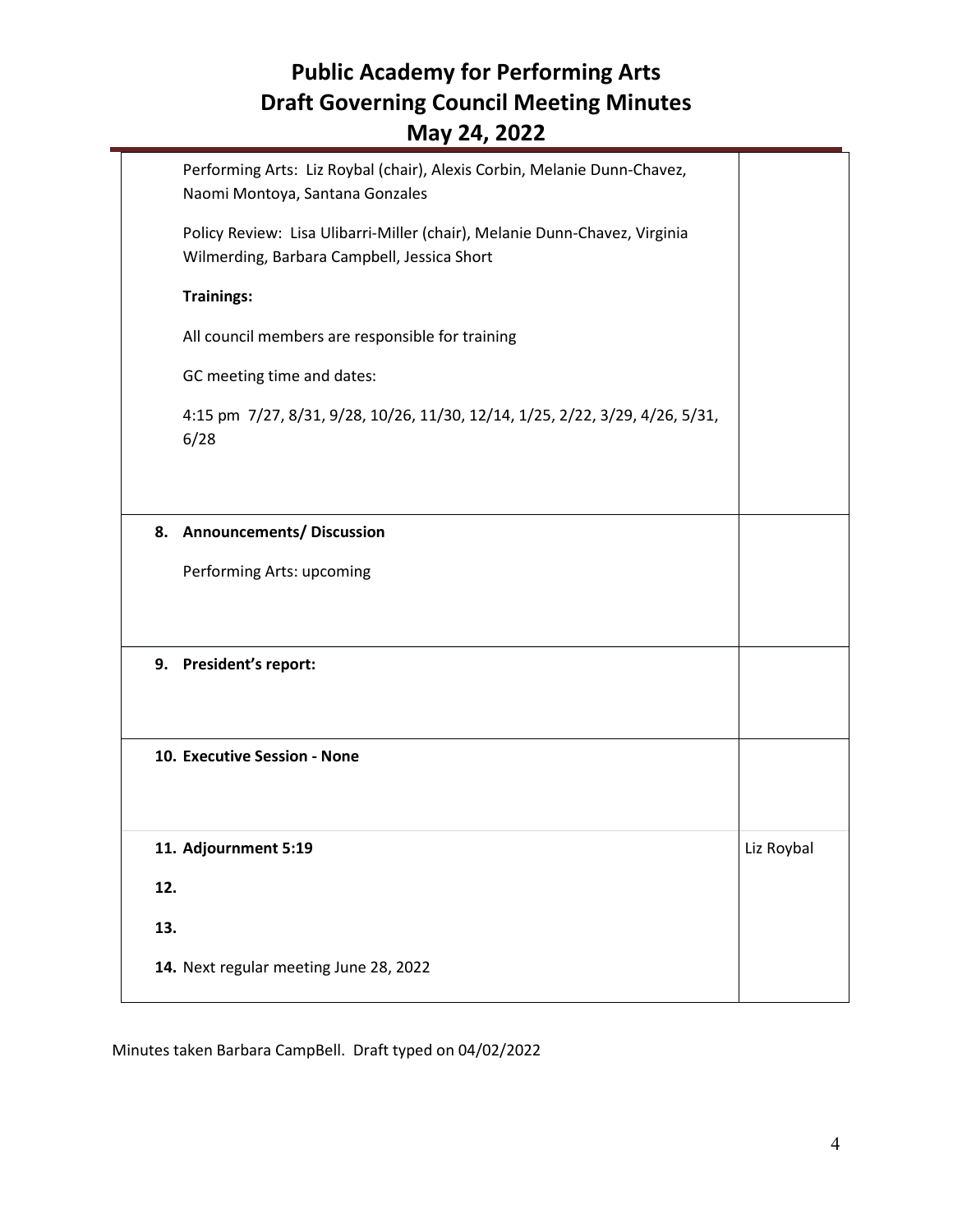# Public Academy for Performing Arts
# Draft Governing Council Meeting Minutes
# May 24, 2022

| | |
|---|---|
| Performing Arts: Liz Roybal (chair), Alexis Corbin, Melanie Dunn-Chavez, Naomi Montoya, Santana Gonzales<br><br>Policy Review: Lisa Ulibarri-Miller (chair), Melanie Dunn-Chavez, Virginia Wilmerding, Barbara Campbell, Jessica Short<br><br>**Trainings:**<br><br>All council members are responsible for training<br><br>GC meeting time and dates:<br><br>4:15 pm 7/27, 8/31, 9/28, 10/26, 11/30, 12/14, 1/25, 2/22, 3/29, 4/26, 5/31, 6/28 | |
| **8. Announcements/ Discussion**<br><br>Performing Arts: upcoming | |
| **9. President's report:** | |
| **10. Executive Session - None** | |
| **11. Adjournment 5:19**<br><br>**12.**<br><br>**13.**<br><br>**14.** Next regular meeting June 28, 2022 | Liz Roybal |

Minutes taken Barbara CampBell. Draft typed on 04/02/2022